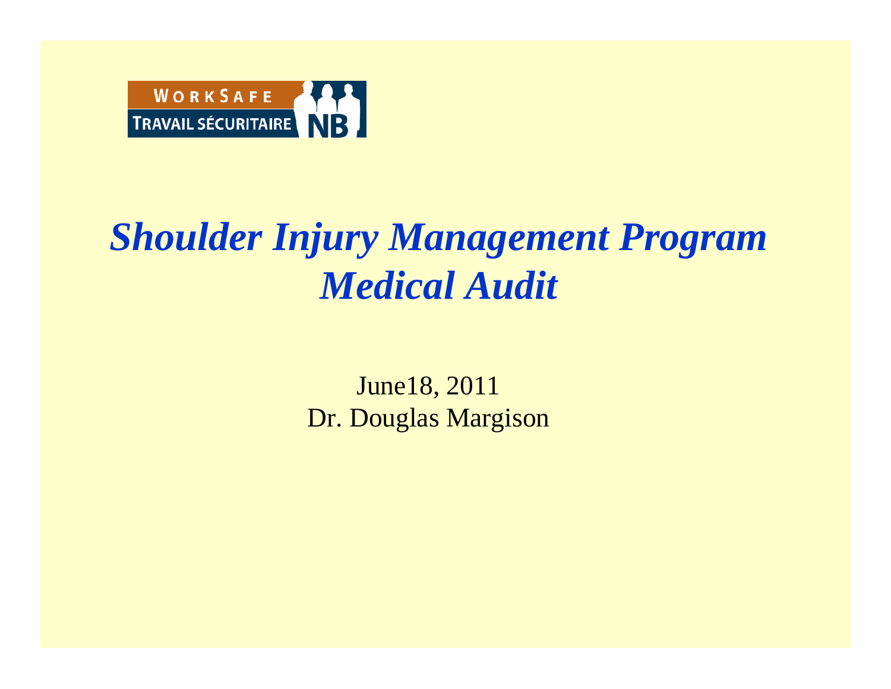WORKSAFE
TRAVAIL SÉCURITAIRE NB

# *Shoulder Injury Management Program Medical Audit*

June18, 2011
Dr. Douglas Margison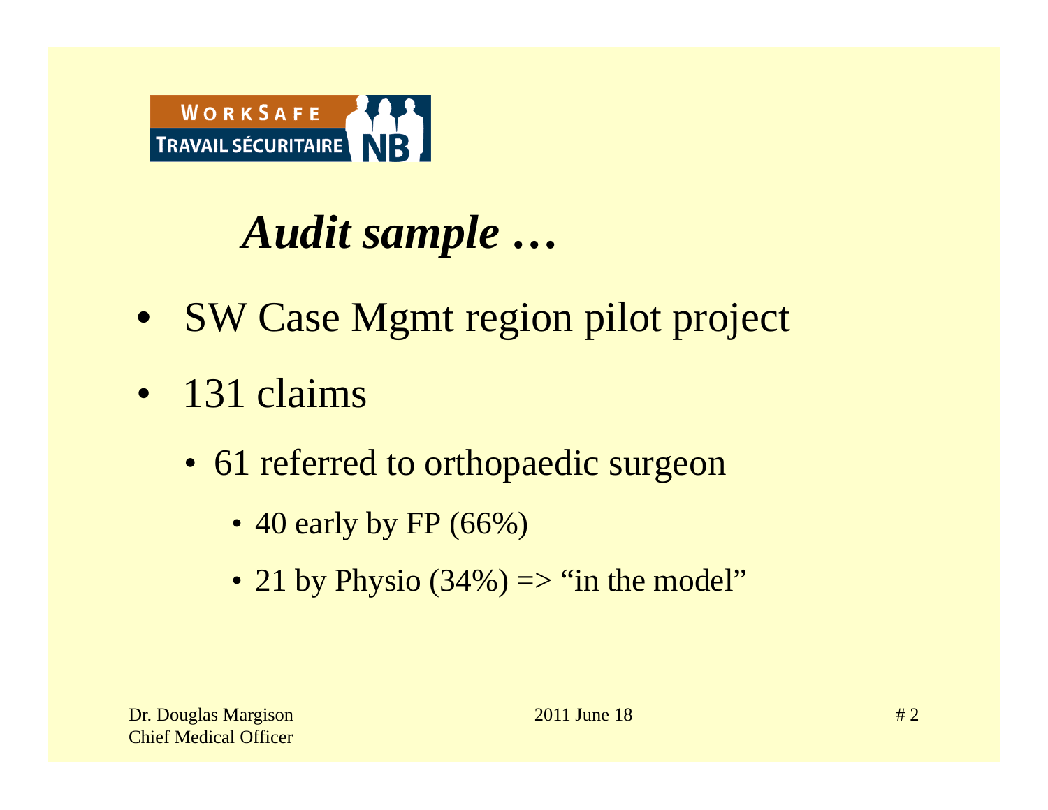# *Audit sample …*

- SW Case Mgmt region pilot project
- 131 claims
  - 61 referred to orthopaedic surgeon
    - 40 early by FP (66%)
    - 21 by Physio (34%) => “in the model”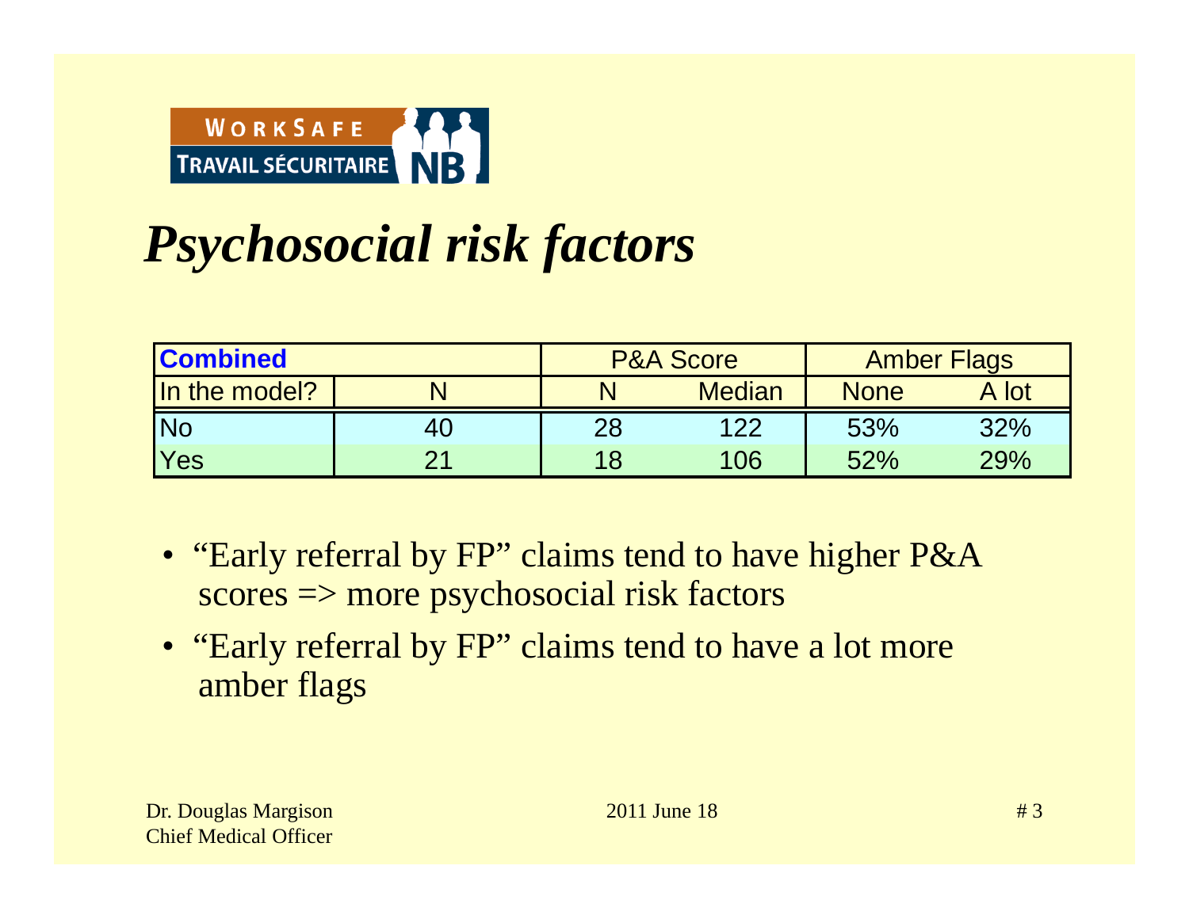WORKSAFE TRAVAIL SÉCURITAIRE NB

# *Psychosocial risk factors*

| Combined | | P&A Score | | Amber Flags | |
|---|---|---|---|---|---|
| In the model? | N | N | Median | None | A lot |
| No | 40 | 28 | 122 | 53% | 32% |
| Yes | 21 | 18 | 106 | 52% | 29% |

- "Early referral by FP" claims tend to have higher P&A scores => more psychosocial risk factors
- "Early referral by FP" claims tend to have a lot more amber flags

Dr. Douglas Margison
Chief Medical Officer

2011 June 18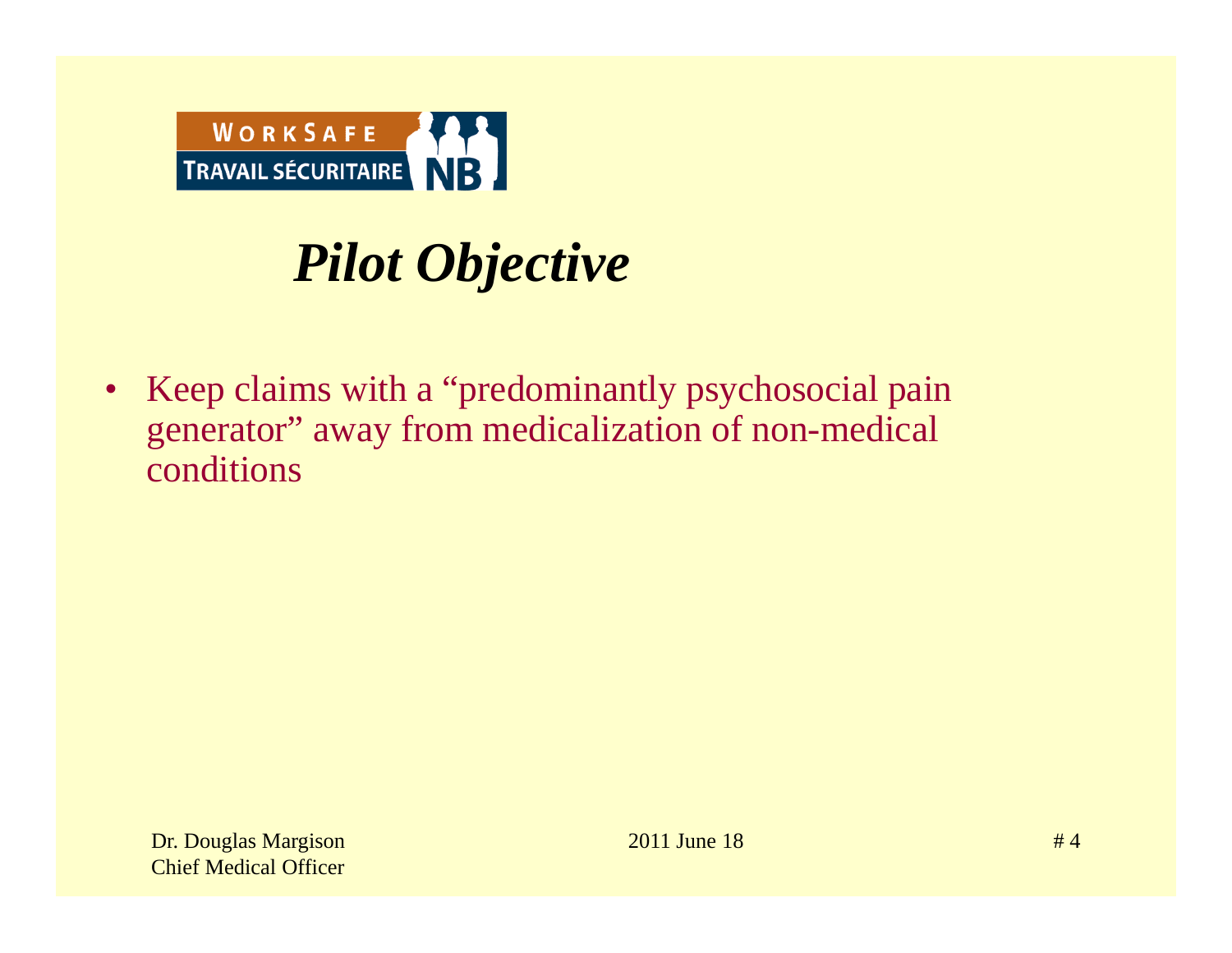# *Pilot Objective*

- Keep claims with a "predominantly psychosocial pain generator" away from medicalization of non-medical conditions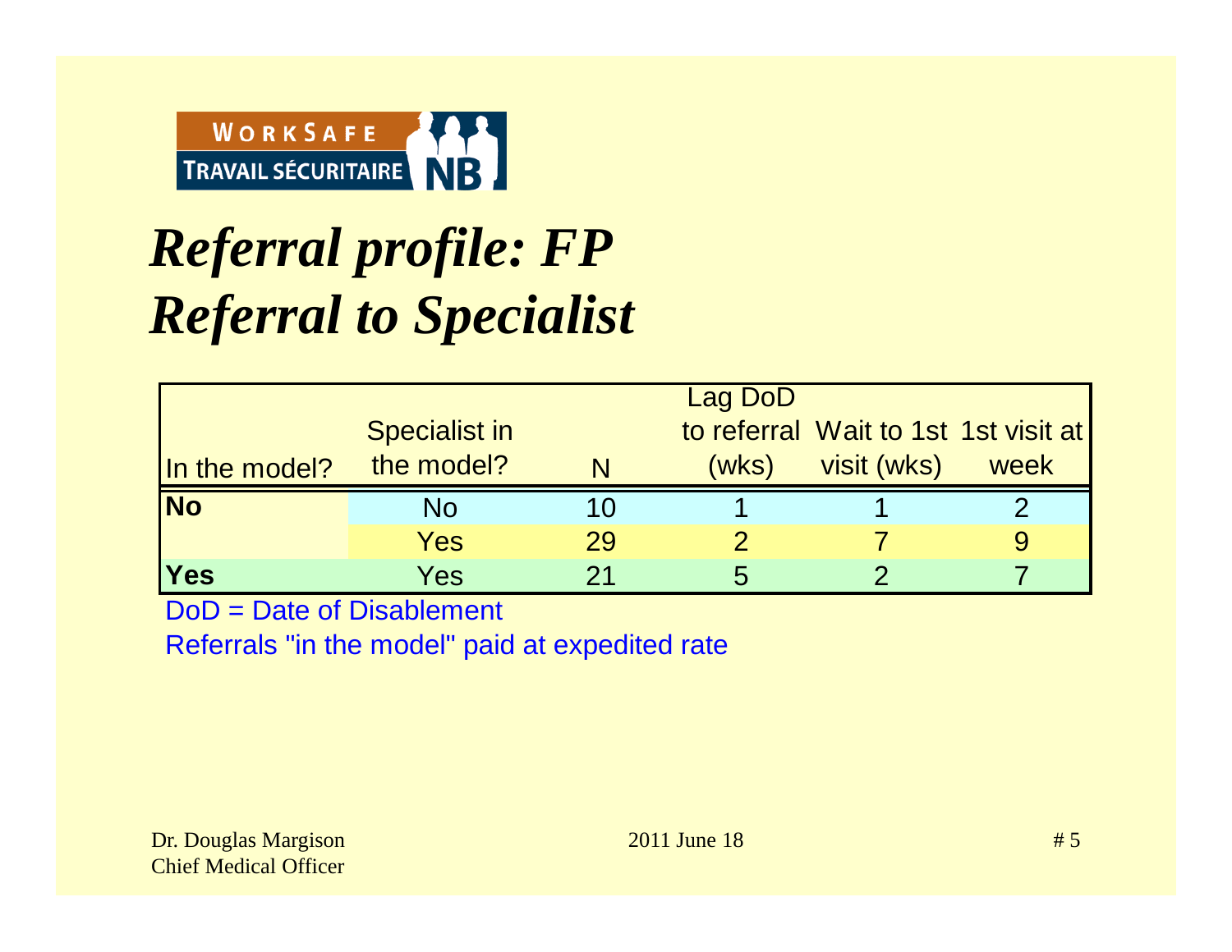# *Referral profile: FP Referral to Specialist*

| In the model? | Specialist in the model? | N | Lag DoD to referral (wks) | Wait to 1st visit (wks) | 1st visit at week |
|---|---|---|---|---|---|
| **No** | No | 10 | 1 | 1 | 2 |
| | Yes | 29 | 2 | 7 | 9 |
| **Yes** | Yes | 21 | 5 | 2 | 7 |

DoD = Date of Disablement

Referrals "in the model" paid at expedited rate

Dr. Douglas Margison
Chief Medical Officer

2011 June 18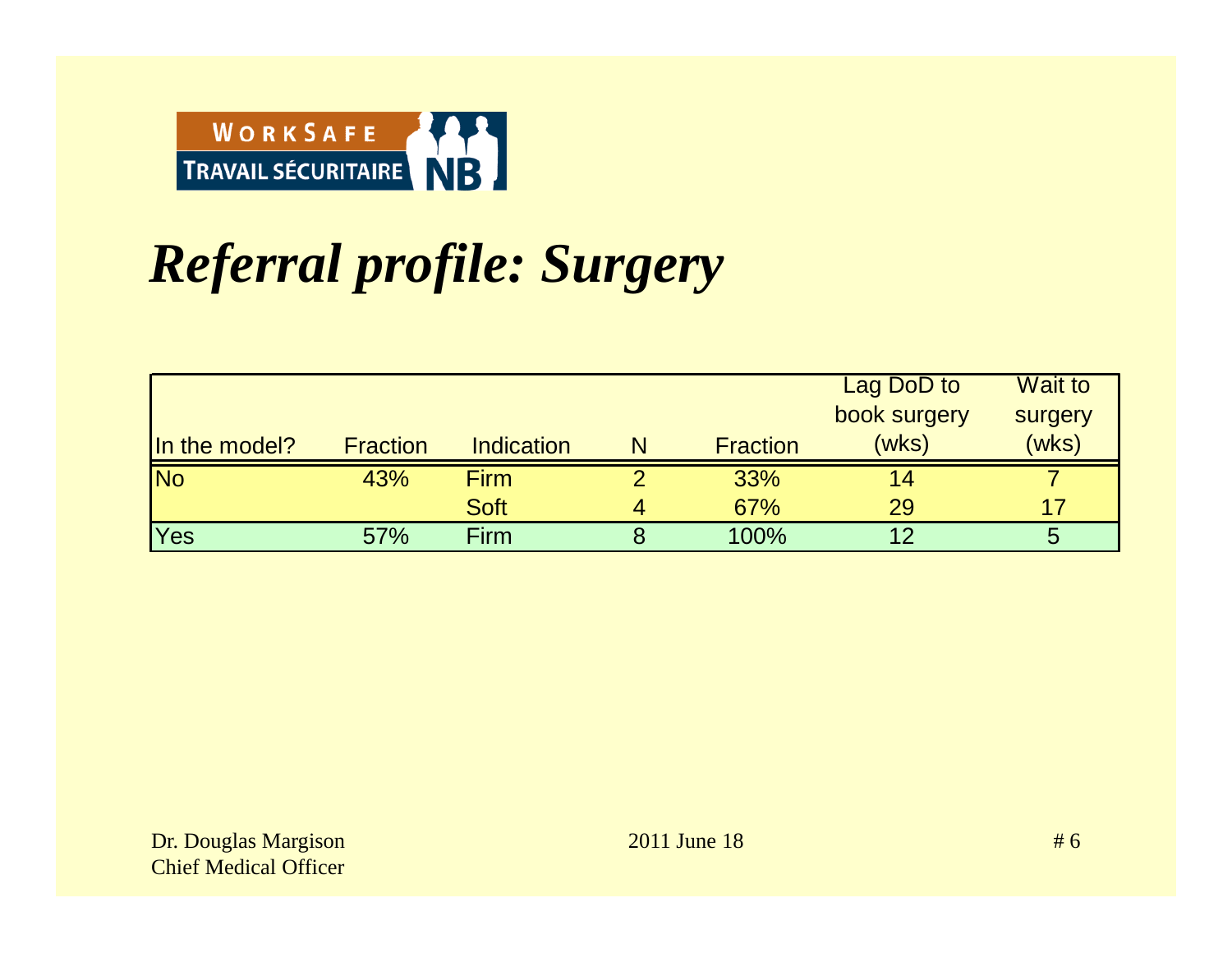# *Referral profile: Surgery*

| In the model? | Fraction | Indication | N | Fraction | Lag DoD to book surgery (wks) | Wait to surgery (wks) |
|---|---|---|---|---|---|---|
| No | 43% | Firm | 2 | 33% | 14 | 7 |
| | | Soft | 4 | 67% | 29 | 17 |
| Yes | 57% | Firm | 8 | 100% | 12 | 5 |

Dr. Douglas Margison
Chief Medical Officer

2011 June 18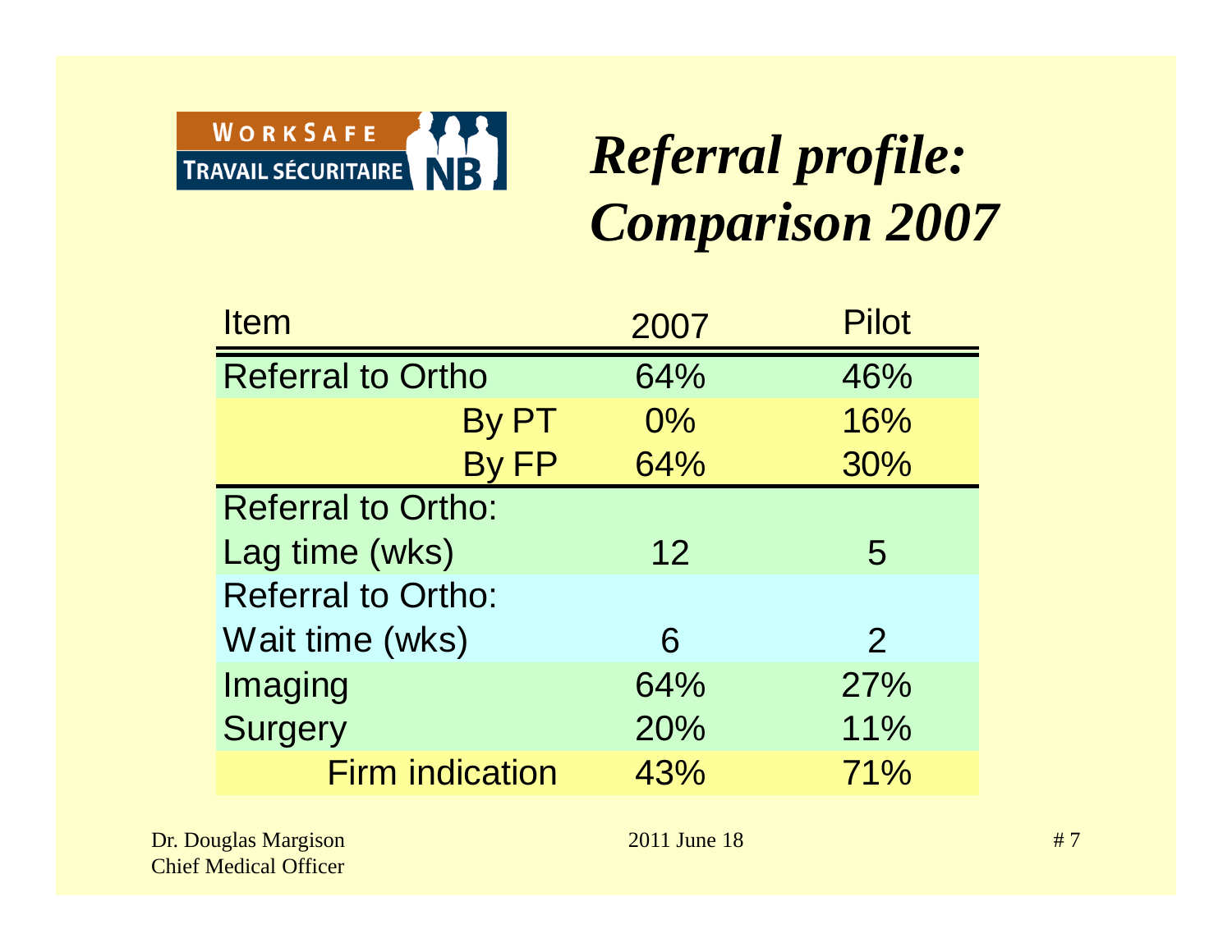# *Referral profile: Comparison 2007*

| Item | 2007 | Pilot |
|---|---|---|
| Referral to Ortho | 64% | 46% |
| By PT | 0% | 16% |
| By FP | 64% | 30% |
| Referral to Ortho: Lag time (wks) | 12 | 5 |
| Referral to Ortho: Wait time (wks) | 6 | 2 |
| Imaging | 64% | 27% |
| Surgery | 20% | 11% |
| Firm indication | 43% | 71% |

Dr. Douglas Margison
Chief Medical Officer

2011 June 18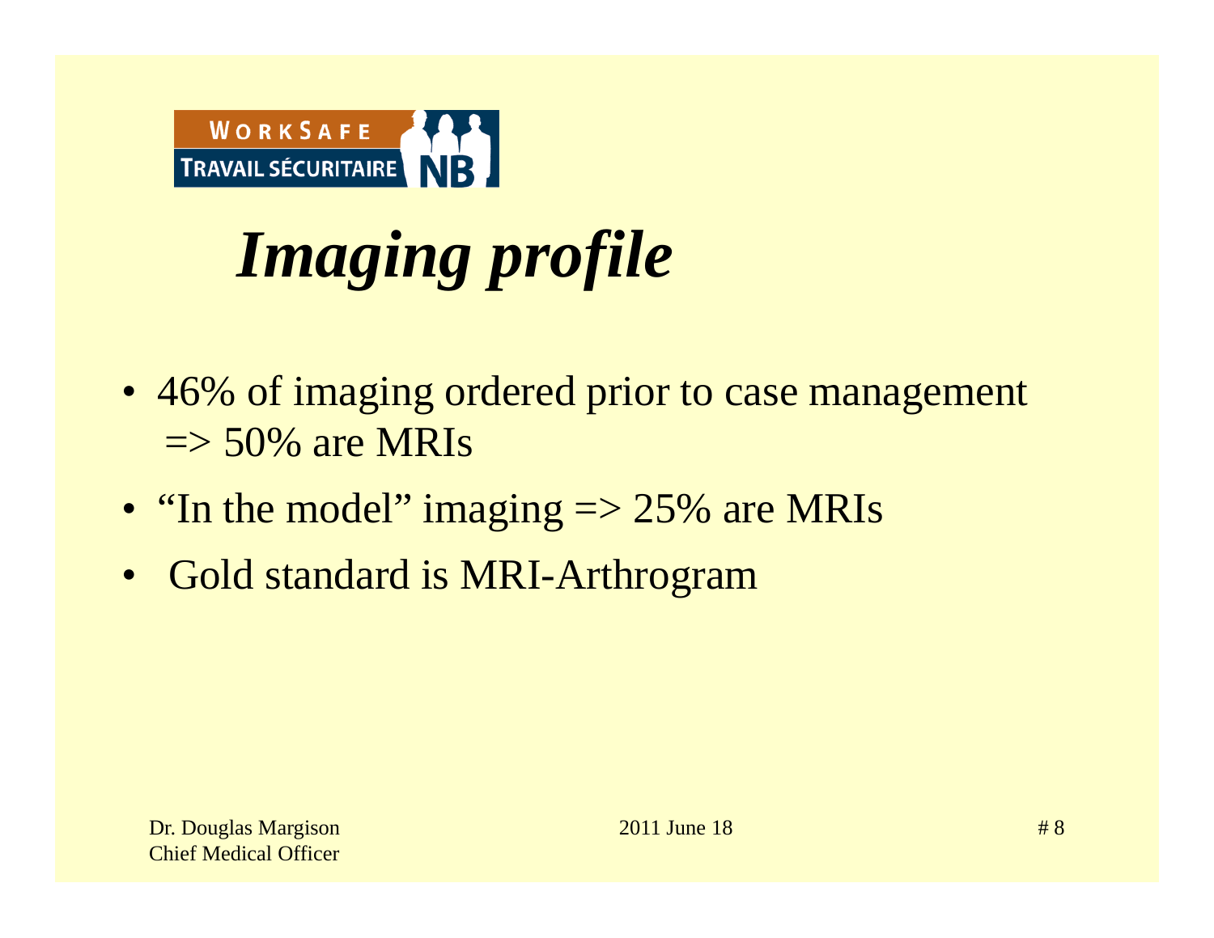# *Imaging profile*

- 46% of imaging ordered prior to case management => 50% are MRIs
- "In the model" imaging => 25% are MRIs
- Gold standard is MRI-Arthrogram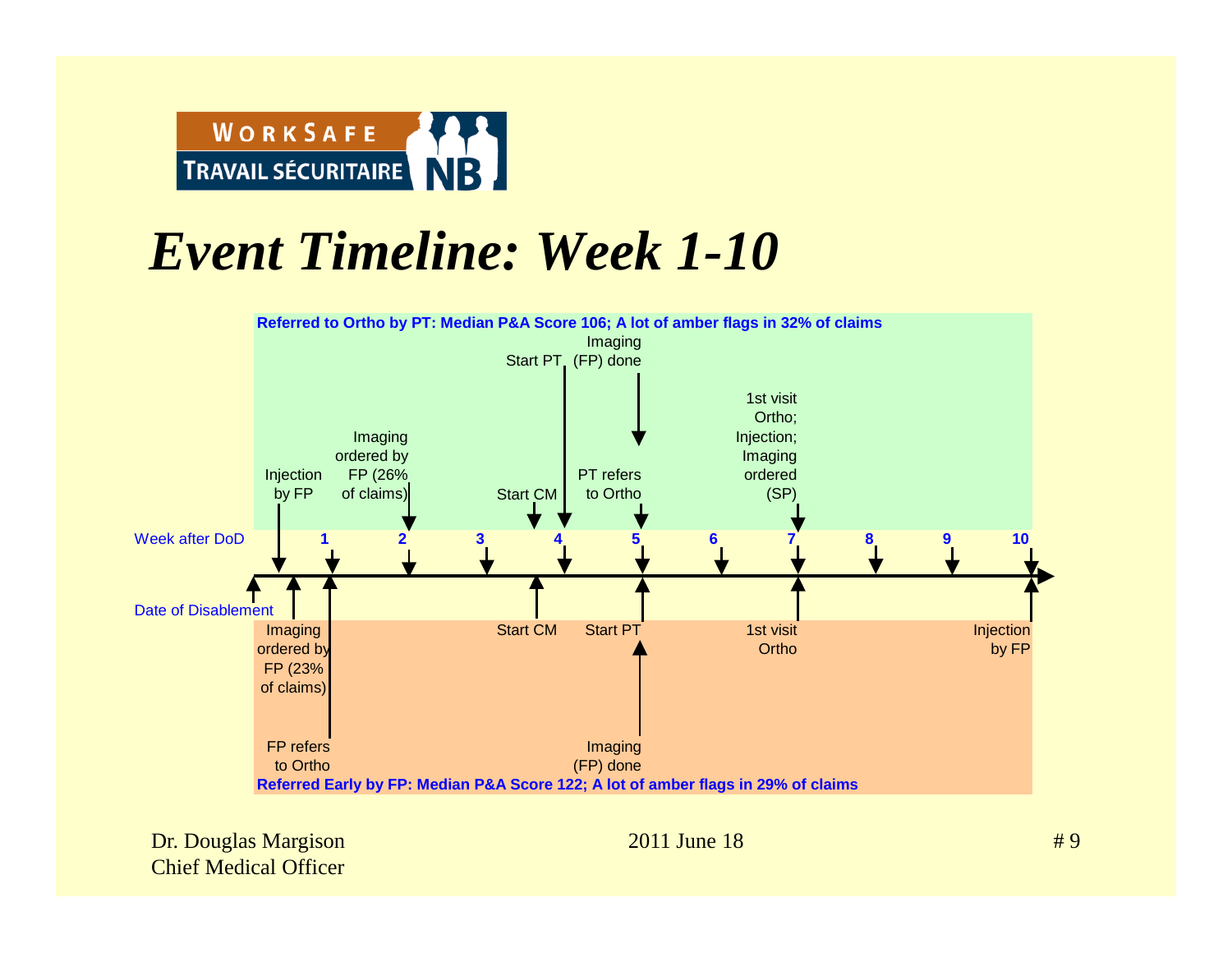# *Event Timeline: Week 1-10*

**Referred to Ortho by PT: Median P&A Score 106; A lot of amber flags in 32% of claims**

- Injection by FP
- Imaging ordered by FP (26% of claims) — Week 2
- Start CM
- Start PT — Week 4
- Imaging (FP) done
- PT refers to Ortho — Week 5
- 1st visit Ortho; Injection; Imaging ordered (SP) — Week 7

Week after DoD: 1, 2, 3, 4, 5, 6, 7, 8, 9, 10

Date of Disablement

- Imaging ordered by FP (23% of claims)
- FP refers to Ortho — Week 1
- Start CM
- Start PT — Week 5
- Imaging (FP) done — Week 5
- 1st visit Ortho — Week 7
- Injection by FP — Week 10

**Referred Early by FP: Median P&A Score 122; A lot of amber flags in 29% of claims**

Dr. Douglas Margison
Chief Medical Officer

2011 June 18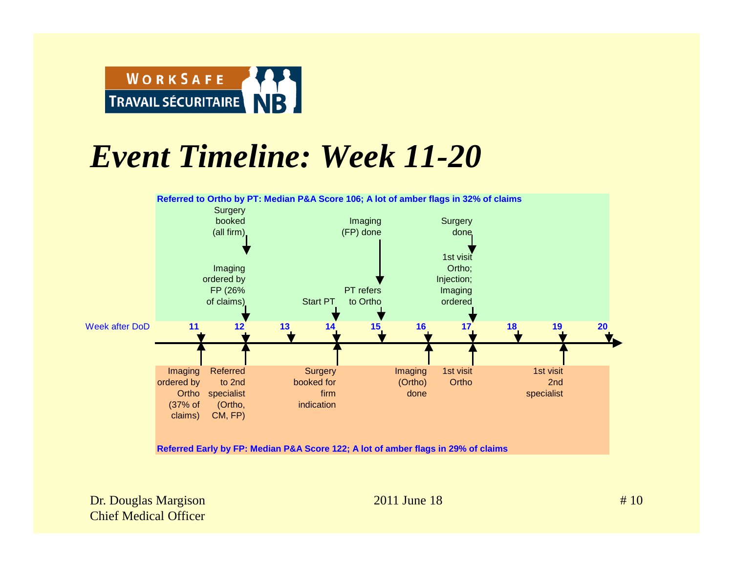# *Event Timeline: Week 11-20*

**Referred to Ortho by PT: Median P&A Score 106; A lot of amber flags in 32% of claims**

| Week after DoD | Referred to Ortho by PT | Referred Early by FP |
|---|---|---|
| 11 | | Imaging ordered by Ortho (37% of claims) |
| 12 | Imaging ordered by FP (26% of claims); Surgery booked (all firm) | Referred to 2nd specialist (Ortho, CM, FP) |
| 13 | | |
| 14 | Start PT | Surgery booked for firm indication |
| 15 | PT refers to Ortho; Imaging (FP) done | |
| 16 | | Imaging (Ortho) done |
| 17 | 1st visit Ortho; Injection; Imaging ordered; Surgery done | 1st visit Ortho |
| 18 | | |
| 19 | | 1st visit 2nd specialist |
| 20 | | |

**Referred Early by FP: Median P&A Score 122; A lot of amber flags in 29% of claims**

Dr. Douglas Margison
Chief Medical Officer

2011 June 18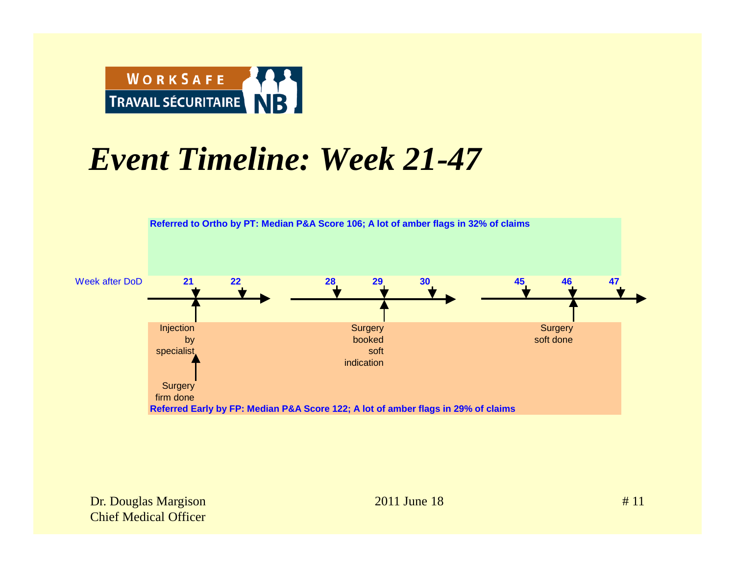# *Event Timeline: Week 21-47*

**Referred to Ortho by PT: Median P&A Score 106; A lot of amber flags in 32% of claims**

Week after DoD: **21**, **22**, **28**, **29**, **30**, **45**, **46**, **47**

- Week 21: Injection by specialist; Surgery firm done
- Week 29: Surgery booked soft indication
- Week 46: Surgery soft done

**Referred Early by FP: Median P&A Score 122; A lot of amber flags in 29% of claims**

Dr. Douglas Margison
Chief Medical Officer

2011 June 18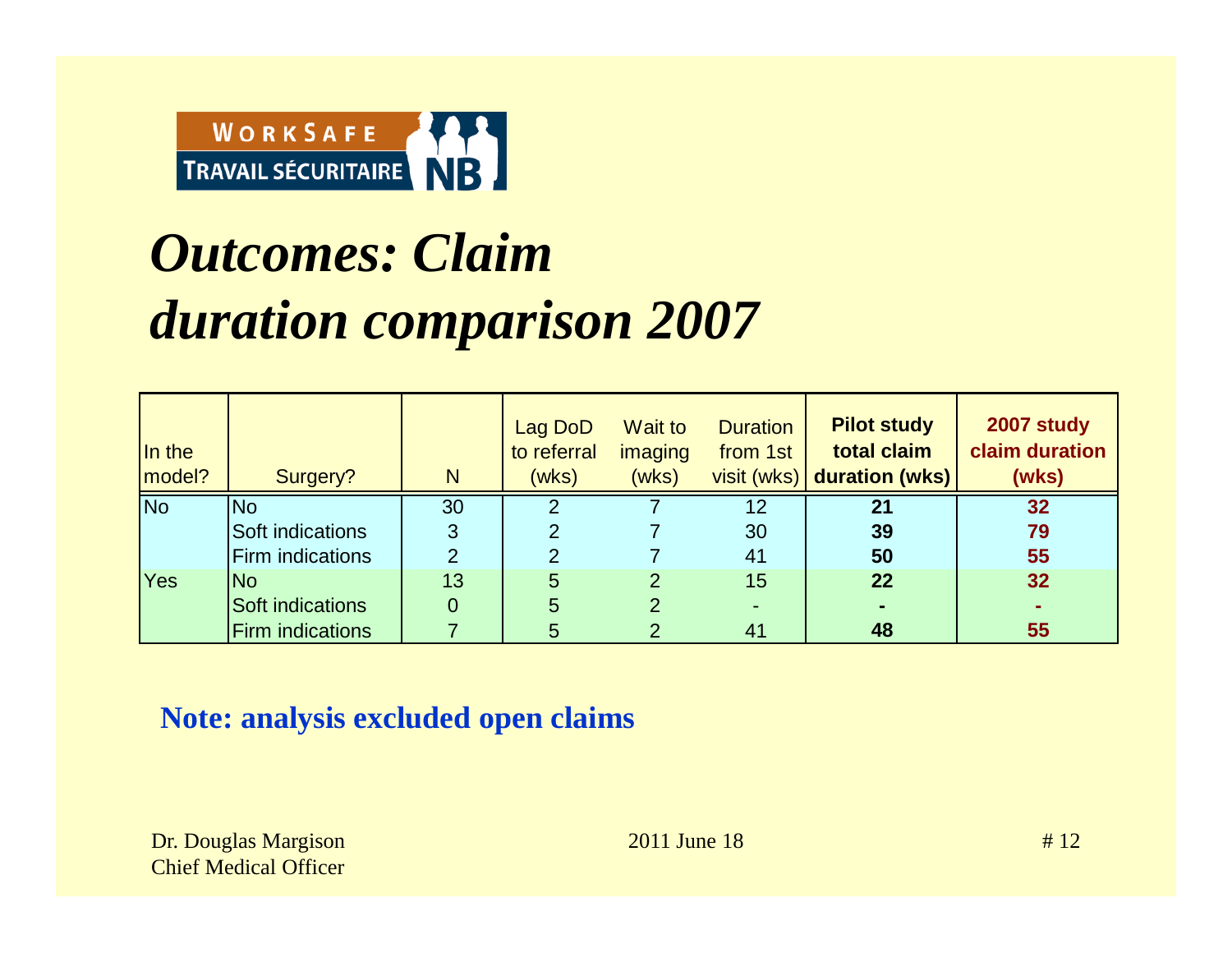# *Outcomes: Claim duration comparison 2007*

| In the model? | Surgery? | N | Lag DoD to referral (wks) | Wait to imaging (wks) | Duration from 1st visit (wks) | **Pilot study total claim duration (wks)** | **2007 study claim duration (wks)** |
|---|---|---|---|---|---|---|---|
| No | No | 30 | 2 | 7 | 12 | **21** | **32** |
| | Soft indications | 3 | 2 | 7 | 30 | **39** | **79** |
| | Firm indications | 2 | 2 | 7 | 41 | **50** | **55** |
| Yes | No | 13 | 5 | 2 | 15 | **22** | **32** |
| | Soft indications | 0 | 5 | 2 | - | **-** | **-** |
| | Firm indications | 7 | 5 | 2 | 41 | **48** | **55** |

**Note: analysis excluded open claims**

Dr. Douglas Margison
Chief Medical Officer

2011 June 18